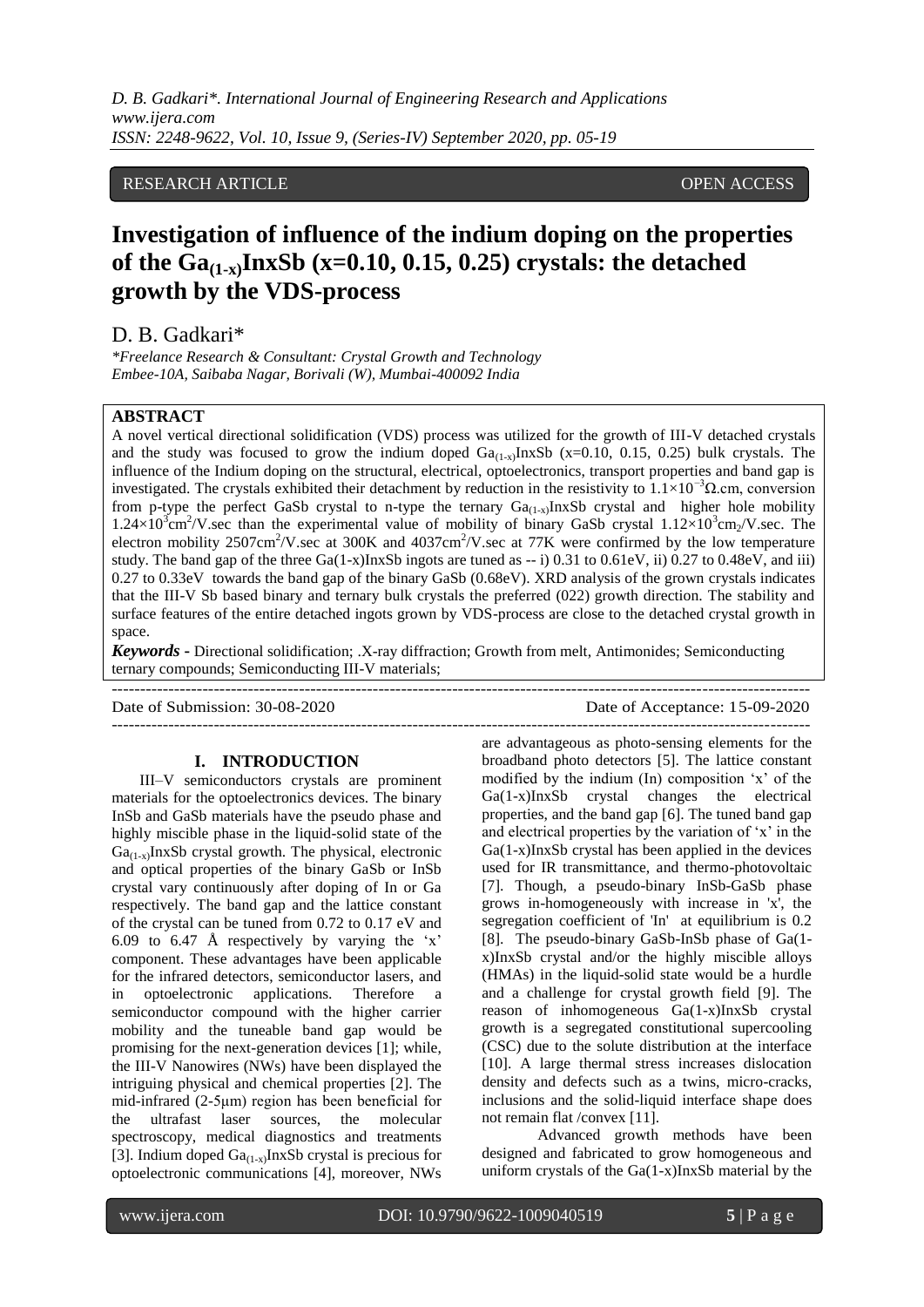RESEARCH ARTICLE OPEN ACCESS

# Investigation of influence of the indium doping on the properties of the $Ga_{(1-x)}InxSb$ (x=0.10, 0.15, 0.25) crystals: the detached growth by the VDS-process

D. B. Gadkari*

*\*Freelance Research & Consultant: Crystal Growth and Technology*
*Embee-10A, Saibaba Nagar, Borivali (W), Mumbai-400092 India*

## ABSTRACT

A novel vertical directional solidification (VDS) process was utilized for the growth of III-V detached crystals and the study was focused to grow the indium doped $Ga_{(1-x)}InxSb$ (x=0.10, 0.15, 0.25) bulk crystals. The influence of the Indium doping on the structural, electrical, optoelectronics, transport properties and band gap is investigated. The crystals exhibited their detachment by reduction in the resistivity to $1.1\times10^{-3}\Omega$.cm, conversion from p-type the perfect GaSb crystal to n-type the ternary $Ga_{(1-x)}InxSb$ crystal and higher hole mobility $1.24\times10^{3}cm^{2}$/V.sec than the experimental value of mobility of binary GaSb crystal $1.12\times10^{3}cm_{2}$/V.sec. The electron mobility $2507cm^{2}$/V.sec at 300K and $4037cm^{2}$/V.sec at 77K were confirmed by the low temperature study. The band gap of the three Ga(1-x)InxSb ingots are tuned as -- i) 0.31 to 0.61eV, ii) 0.27 to 0.48eV, and iii) 0.27 to 0.33eV towards the band gap of the binary GaSb (0.68eV). XRD analysis of the grown crystals indicates that the III-V Sb based binary and ternary bulk crystals the preferred (022) growth direction. The stability and surface features of the entire detached ingots grown by VDS-process are close to the detached crystal growth in space.

***Keywords -*** Directional solidification; .X-ray diffraction; Growth from melt, Antimonides; Semiconducting ternary compounds; Semiconducting III-V materials;

Date of Submission: 30-08-2020 Date of Acceptance: 15-09-2020

## I. INTRODUCTION

III–V semiconductors crystals are prominent materials for the optoelectronics devices. The binary InSb and GaSb materials have the pseudo phase and highly miscible phase in the liquid-solid state of the $Ga_{(1-x)}InxSb$ crystal growth. The physical, electronic and optical properties of the binary GaSb or InSb crystal vary continuously after doping of In or Ga respectively. The band gap and the lattice constant of the crystal can be tuned from 0.72 to 0.17 eV and 6.09 to 6.47 Å respectively by varying the 'x' component. These advantages have been applicable for the infrared detectors, semiconductor lasers, and in optoelectronic applications. Therefore a semiconductor compound with the higher carrier mobility and the tuneable band gap would be promising for the next-generation devices [1]; while, the III-V Nanowires (NWs) have been displayed the intriguing physical and chemical properties [2]. The mid-infrared (2-5μm) region has been beneficial for the ultrafast laser sources, the molecular spectroscopy, medical diagnostics and treatments [3]. Indium doped $Ga_{(1-x)}InxSb$ crystal is precious for optoelectronic communications [4], moreover, NWs are advantageous as photo-sensing elements for the broadband photo detectors [5]. The lattice constant modified by the indium (In) composition 'x' of the Ga(1-x)InxSb crystal changes the electrical properties, and the band gap [6]. The tuned band gap and electrical properties by the variation of 'x' in the Ga(1-x)InxSb crystal has been applied in the devices used for IR transmittance, and thermo-photovoltaic [7]. Though, a pseudo-binary InSb-GaSb phase grows in-homogeneously with increase in 'x', the segregation coefficient of 'In' at equilibrium is 0.2 [8]. The pseudo-binary GaSb-InSb phase of Ga(1-x)InxSb crystal and/or the highly miscible alloys (HMAs) in the liquid-solid state would be a hurdle and a challenge for crystal growth field [9]. The reason of inhomogeneous Ga(1-x)InxSb crystal growth is a segregated constitutional supercooling (CSC) due to the solute distribution at the interface [10]. A large thermal stress increases dislocation density and defects such as a twins, micro-cracks, inclusions and the solid-liquid interface shape does not remain flat /convex [11].

Advanced growth methods have been designed and fabricated to grow homogeneous and uniform crystals of the Ga(1-x)InxSb material by the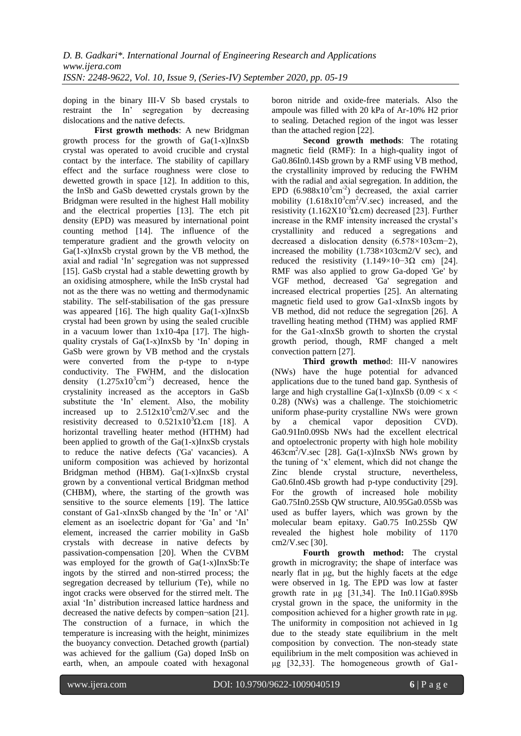doping in the binary III-V Sb based crystals to restraint the In' segregation by decreasing dislocations and the native defects.

**First growth methods**: A new Bridgman growth process for the growth of $Ga_{(1-x)}In_xSb$ crystal was operated to avoid crucible and crystal contact by the interface. The stability of capillary effect and the surface roughness were close to dewetted growth in space [12]. In addition to this, the InSb and GaSb dewetted crystals grown by the Bridgman were resulted in the highest Hall mobility and the electrical properties [13]. The etch pit density (EPD) was measured by international point counting method [14]. The influence of the temperature gradient and the growth velocity on $Ga_{(1-x)}In_xSb$ crystal grown by the VB method, the axial and radial 'In' segregation was not suppressed [15]. GaSb crystal had a stable dewetting growth by an oxidising atmosphere, while the InSb crystal had not as the there was no wetting and thermodynamic stability. The self-stabilisation of the gas pressure was appeared [16]. The high quality $Ga_{(1-x)}In_xSb$ crystal had been grown by using the sealed crucible in a vacuum lower than $1x10^{-4}$pa [17]. The high-quality crystals of $Ga_{(1-x)}In_xSb$ by 'In' doping in GaSb were grown by VB method and the crystals were converted from the p-type to n-type conductivity. The FWHM, and the dislocation density ($1.275x10^3 cm^{-2}$) decreased, hence the crystalinity increased as the acceptors in GaSb substitute the 'In' element. Also, the mobility increased up to $2.512x10^3 cm2/V.sec$ and the resistivity decreased to $0.521x10^3 \Omega.cm$ [18]. A horizontal travelling heater method (HTHM) had been applied to growth of the $Ga_{(1-x)}In_xSb$ crystals to reduce the native defects ('Ga' vacancies). A uniform composition was achieved by horizontal Bridgman method (HBM). $Ga_{(1-x)}In_xSb$ crystal grown by a conventional vertical Bridgman method (CHBM), where, the starting of the growth was sensitive to the source elements [19]. The lattice constant of $Ga_{1-x}In_xSb$ changed by the 'In' or 'Al' element as an isoelectric dopant for 'Ga' and 'In' element, increased the carrier mobility in GaSb crystals with decrease in native defects by passivation-compensation [20]. When the CVBM was employed for the growth of $Ga_{(1-x)}In_xSb$:Te ingots by the stirred and non-stirred process; the segregation decreased by tellurium (Te), while no ingot cracks were observed for the stirred melt. The axial 'In' distribution increased lattice hardness and decreased the native defects by compen¬sation [21]. The construction of a furnace, in which the temperature is increasing with the height, minimizes the buoyancy convection. Detached growth (partial) was achieved for the gallium (Ga) doped InSb on earth, when, an ampoule coated with hexagonal boron nitride and oxide-free materials. Also the ampoule was filled with 20 kPa of Ar-10% H2 prior to sealing. Detached region of the ingot was lesser than the attached region [22].

**Second growth methods**: The rotating magnetic field (RMF): In a high-quality ingot of $Ga_{0.86}In_{0.14}Sb$ grown by a RMF using VB method, the crystallinity improved by reducing the FWHM with the radial and axial segregation. In addition, the EPD ($6.988x10^3 cm^{-2}$) decreased, the axial carrier mobility ($1.618x10^3 cm^2/V.sec$) increased, and the resistivity ($1.162X10^{-3} \Omega.cm$) decreased [23]. Further increase in the RMF intensity increased the crystal's crystallinity and reduced a segregations and decreased a dislocation density ($6.578\times103cm-2$), increased the mobility ($1.738\times103cm2/V$ sec), and reduced the resistivity ($1.149\times10-3\Omega$ cm) [24]. RMF was also applied to grow Ga-doped 'Ge' by VGF method, decreased 'Ga' segregation and increased electrical properties [25]. An alternating magnetic field used to grow $Ga_{1-x}In_xSb$ ingots by VB method, did not reduce the segregation [26]. A travelling heating method (THM) was applied RMF for the $Ga_{1-x}In_xSb$ growth to shorten the crystal growth period, though, RMF changed a melt convection pattern [27].

**Third growth metho**d: III-V nanowires (NWs) have the huge potential for advanced applications due to the tuned band gap. Synthesis of large and high crystalline $Ga_{(1-x)}In_xSb$ ($0.09 < x < 0.28$) (NWs) was a challenge. The stoichiometric uniform phase-purity crystalline NWs were grown by a chemical vapor deposition CVD). $Ga_{0.91}In_{0.09}Sb$ NWs had the excellent electrical and optoelectronic property with high hole mobility $463cm^2/V.sec$ [28]. $Ga_{(1-x)}In_xSb$ NWs grown by the tuning of 'x' element, which did not change the Zinc blende crystal structure, nevertheless, $Ga_{0.6}In_{0.4}Sb$ growth had p-type conductivity [29]. For the growth of increased hole mobility $Ga_{0.75}In_{0.25}Sb$ QW structure, $Al_{0.95}Ga_{0.05}Sb$ was used as buffer layers, which was grown by the molecular beam epitaxy. $Ga_{0.75} In_{0.25}Sb$ QW revealed the highest hole mobility of 1170 cm2/V.sec [30].

**Fourth growth method:** The crystal growth in microgravity; the shape of interface was nearly flat in µg, but the highly facets at the edge were observed in 1g. The EPD was low at faster growth rate in µg [31,34]. The $In_{0.11}Ga_{0.89}Sb$ crystal grown in the space, the uniformity in the composition achieved for a higher growth rate in µg. The uniformity in composition not achieved in 1g due to the steady state equilibrium in the melt composition by convection. The non-steady state equilibrium in the melt composition was achieved in µg [32,33]. The homogeneous growth of Ga1-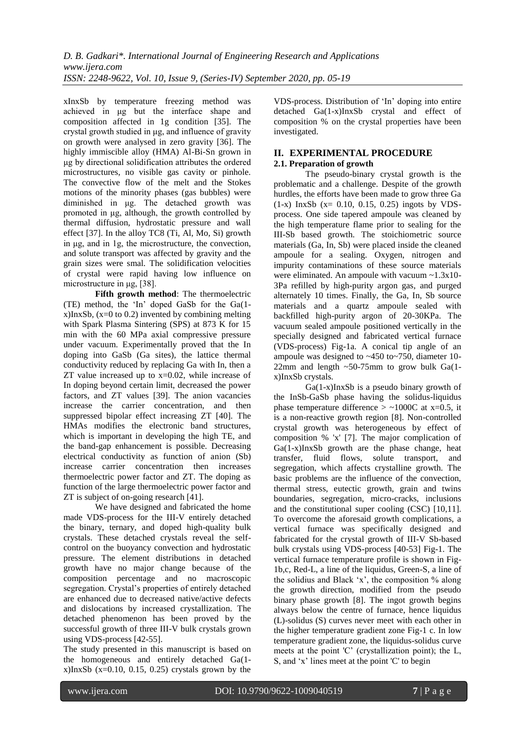xInxSb by temperature freezing method was achieved in μg but the interface shape and composition affected in 1g condition [35]. The crystal growth studied in μg, and influence of gravity on growth were analysed in zero gravity [36]. The highly immiscible alloy (HMA) Al-Bi-Sn grown in μg by directional solidification attributes the ordered microstructures, no visible gas cavity or pinhole. The convective flow of the melt and the Stokes motions of the minority phases (gas bubbles) were diminished in μg. The detached growth was promoted in μg, although, the growth controlled by thermal diffusion, hydrostatic pressure and wall effect [37]. In the alloy TC8 (Ti, Al, Mo, Si) growth in μg, and in 1g, the microstructure, the convection, and solute transport was affected by gravity and the grain sizes were smal. The solidification velocities of crystal were rapid having low influence on microstructure in μg, [38].

**Fifth growth method**: The thermoelectric (TE) method, the 'In' doped GaSb for the $Ga_{(1-x)}In_xSb$, ($x=0$ to $0.2$) invented by combining melting with Spark Plasma Sintering (SPS) at 873 K for 15 min with the 60 MPa axial compressive pressure under vacuum. Experimentally proved that the In doping into GaSb (Ga sites), the lattice thermal conductivity reduced by replacing Ga with In, then a ZT value increased up to $x=0.02$, while increase of In doping beyond certain limit, decreased the power factors, and ZT values [39]. The anion vacancies increase the carrier concentration, and then suppressed bipolar effect increasing ZT [40]. The HMAs modifies the electronic band structures, which is important in developing the high TE, and the band-gap enhancement is possible. Decreasing electrical conductivity as function of anion (Sb) increase carrier concentration then increases thermoelectric power factor and ZT. The doping as function of the large thermoelectric power factor and ZT is subject of on-going research [41].

We have designed and fabricated the home made VDS-process for the III-V entirely detached the binary, ternary, and doped high-quality bulk crystals. These detached crystals reveal the self-control on the buoyancy convection and hydrostatic pressure. The element distributions in detached growth have no major change because of the composition percentage and no macroscopic segregation. Crystal's properties of entirely detached are enhanced due to decreased native/active defects and dislocations by increased crystallization. The detached phenomenon has been proved by the successful growth of three III-V bulk crystals grown using VDS-process [42-55].

The study presented in this manuscript is based on the homogeneous and entirely detached $Ga_{(1-x)}In_xSb$ ($x=0.10, 0.15, 0.25$) crystals grown by the VDS-process. Distribution of 'In' doping into entire detached $Ga_{(1-x)}In_xSb$ crystal and effect of composition % on the crystal properties have been investigated.

## II. EXPERIMENTAL PROCEDURE

### 2.1. Preparation of growth

The pseudo-binary crystal growth is the problematic and a challenge. Despite of the growth hurdles, the efforts have been made to grow three $Ga_{(1-x)}InxSb$ ($x= 0.10, 0.15, 0.25$) ingots by VDS-process. One side tapered ampoule was cleaned by the high temperature flame prior to sealing for the III-Sb based growth. The stoichiometric source materials (Ga, In, Sb) were placed inside the cleaned ampoule for a sealing. Oxygen, nitrogen and impurity contaminations of these source materials were eliminated. An ampoule with vacuum ~1.3x10-3Pa refilled by high-purity argon gas, and purged alternately 10 times. Finally, the Ga, In, Sb source materials and a quartz ampoule sealed with backfilled high-purity argon of 20-30KPa. The vacuum sealed ampoule positioned vertically in the specially designed and fabricated vertical furnace (VDS-process) Fig-1a. A conical tip angle of an ampoule was designed to ~450 to~750, diameter 10-22mm and length ~50-75mm to grow bulk $Ga_{(1-x)}In_xSb$ crystals.

$Ga_{(1-x)}In_xSb$ is a pseudo binary growth of the InSb-GaSb phase having the solidus-liquidus phase temperature difference > ~1000C at $x=0.5$, it is a non-reactive growth region [8]. Non-controlled crystal growth was heterogeneous by effect of composition % 'x' [7]. The major complication of $Ga_{(1-x)}In_xSb$ growth are the phase change, heat transfer, fluid flows, solute transport, and segregation, which affects crystalline growth. The basic problems are the influence of the convection, thermal stress, eutectic growth, grain and twins boundaries, segregation, micro-cracks, inclusions and the constitutional super cooling (CSC) [10,11]. To overcome the aforesaid growth complications, a vertical furnace was specifically designed and fabricated for the crystal growth of III-V Sb-based bulk crystals using VDS-process [40-53] Fig-1. The vertical furnace temperature profile is shown in Fig-1b,c, Red-L, a line of the liquidus, Green-S, a line of the solidius and Black 'x', the composition % along the growth direction, modified from the pseudo binary phase growth [8]. The ingot growth begins always below the centre of furnace, hence liquidus (L)-solidus (S) curves never meet with each other in the higher temperature gradient zone Fig-1 c. In low temperature gradient zone, the liquidus-solidus curve meets at the point 'C' (crystallization point); the L, S, and 'x' lines meet at the point 'C' to begin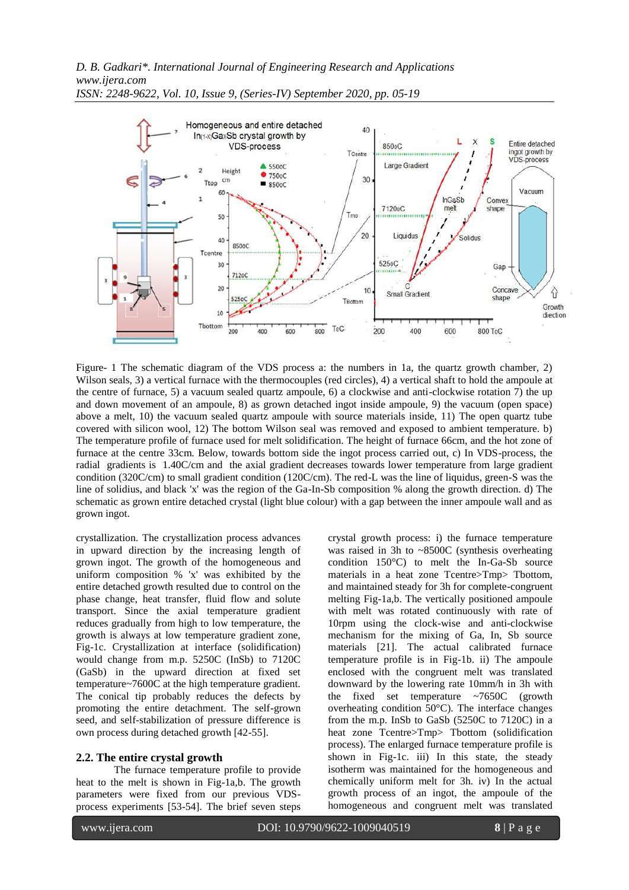Figure- 1 The schematic diagram of the VDS process a: the numbers in 1a, the quartz growth chamber, 2) Wilson seals, 3) a vertical furnace with the thermocouples (red circles), 4) a vertical shaft to hold the ampoule at the centre of furnace, 5) a vacuum sealed quartz ampoule, 6) a clockwise and anti-clockwise rotation 7) the up and down movement of an ampoule, 8) as grown detached ingot inside ampoule, 9) the vacuum (open space) above a melt, 10) the vacuum sealed quartz ampoule with source materials inside, 11) The open quartz tube covered with silicon wool, 12) The bottom Wilson seal was removed and exposed to ambient temperature. b) The temperature profile of furnace used for melt solidification. The height of furnace 66cm, and the hot zone of furnace at the centre 33cm. Below, towards bottom side the ingot process carried out, c) In VDS-process, the radial gradients is 1.40C/cm and the axial gradient decreases towards lower temperature from large gradient condition (320C/cm) to small gradient condition (120C/cm). The red-L was the line of liquidus, green-S was the line of solidus, and black 'x' was the region of the Ga-In-Sb composition % along the growth direction. d) The schematic as grown entire detached crystal (light blue colour) with a gap between the inner ampoule wall and as grown ingot.

crystallization. The crystallization process advances in upward direction by the increasing length of grown ingot. The growth of the homogeneous and uniform composition % 'x' was exhibited by the entire detached growth resulted due to control on the phase change, heat transfer, fluid flow and solute transport. Since the axial temperature gradient reduces gradually from high to low temperature, the growth is always at low temperature gradient zone, Fig-1c. Crystallization at interface (solidification) would change from m.p. 5250C (InSb) to 7120C (GaSb) in the upward direction at fixed set temperature~7600C at the high temperature gradient. The conical tip probably reduces the defects by promoting the entire detachment. The self-grown seed, and self-stabilization of pressure difference is own process during detached growth [42-55].

## 2.2. The entire crystal growth

The furnace temperature profile to provide heat to the melt is shown in Fig-1a,b. The growth parameters were fixed from our previous VDS-process experiments [53-54]. The brief seven steps crystal growth process: i) the furnace temperature was raised in 3h to ~8500C (synthesis overheating condition 150°C) to melt the In-Ga-Sb source materials in a heat zone Tcentre>Tmp> Tbottom, and maintained steady for 3h for complete-congruent melting Fig-1a,b. The vertically positioned ampoule with melt was rotated continuously with rate of 10rpm using the clock-wise and anti-clockwise mechanism for the mixing of Ga, In, Sb source materials [21]. The actual calibrated furnace temperature profile is in Fig-1b. ii) The ampoule enclosed with the congruent melt was translated downward by the lowering rate 10mm/h in 3h with the fixed set temperature ~7650C (growth overheating condition 50°C). The interface changes from the m.p. InSb to GaSb (5250C to 7120C) in a heat zone Tcentre>Tmp> Tbottom (solidification process). The enlarged furnace temperature profile is shown in Fig-1c. iii) In this state, the steady isotherm was maintained for the homogeneous and chemically uniform melt for 3h. iv) In the actual growth process of an ingot, the ampoule of the homogeneous and congruent melt was translated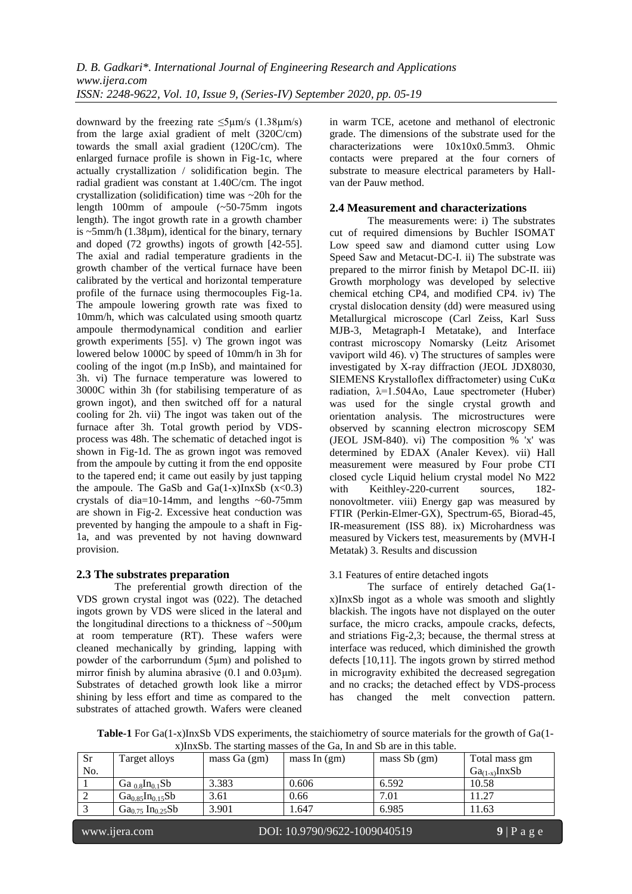downward by the freezing rate ≤5μm/s (1.38μm/s) from the large axial gradient of melt (320C/cm) towards the small axial gradient (120C/cm). The enlarged furnace profile is shown in Fig-1c, where actually crystallization / solidification begin. The radial gradient was constant at 1.40C/cm. The ingot crystallization (solidification) time was ~20h for the length 100mm of ampoule (~50-75mm ingots length). The ingot growth rate in a growth chamber is ~5mm/h (1.38μm), identical for the binary, ternary and doped (72 growths) ingots of growth [42-55]. The axial and radial temperature gradients in the growth chamber of the vertical furnace have been calibrated by the vertical and horizontal temperature profile of the furnace using thermocouples Fig-1a. The ampoule lowering growth rate was fixed to 10mm/h, which was calculated using smooth quartz ampoule thermodynamical condition and earlier growth experiments [55]. v) The grown ingot was lowered below 1000C by speed of 10mm/h in 3h for cooling of the ingot (m.p InSb), and maintained for 3h. vi) The furnace temperature was lowered to 3000C within 3h (for stabilising temperature of as grown ingot), and then switched off for a natural cooling for 2h. vii) The ingot was taken out of the furnace after 3h. Total growth period by VDS-process was 48h. The schematic of detached ingot is shown in Fig-1d. The as grown ingot was removed from the ampoule by cutting it from the end opposite to the tapered end; it came out easily by just tapping the ampoule. The GaSb and Ga(1-x)InxSb (x<0.3) crystals of dia=10-14mm, and lengths ~60-75mm are shown in Fig-2. Excessive heat conduction was prevented by hanging the ampoule to a shaft in Fig-1a, and was prevented by not having downward provision.

## 2.3 The substrates preparation

The preferential growth direction of the VDS grown crystal ingot was (022). The detached ingots grown by VDS were sliced in the lateral and the longitudinal directions to a thickness of ~500μm at room temperature (RT). These wafers were cleaned mechanically by grinding, lapping with powder of the carborrundum (5μm) and polished to mirror finish by alumina abrasive (0.1 and 0.03μm). Substrates of detached growth look like a mirror shining by less effort and time as compared to the substrates of attached growth. Wafers were cleaned in warm TCE, acetone and methanol of electronic grade. The dimensions of the substrate used for the characterizations were 10x10x0.5mm3. Ohmic contacts were prepared at the four corners of substrate to measure electrical parameters by Hall-van der Pauw method.

## 2.4 Measurement and characterizations

The measurements were: i) The substrates cut of required dimensions by Buchler ISOMAT Low speed saw and diamond cutter using Low Speed Saw and Metacut-DC-I. ii) The substrate was prepared to the mirror finish by Metapol DC-II. iii) Growth morphology was developed by selective chemical etching CP4, and modified CP4. iv) The crystal dislocation density (dd) were measured using Metallurgical microscope (Carl Zeiss, Karl Suss MJB-3, Metagraph-I Metatake), and Interface contrast microscopy Nomarsky (Leitz Arisomet vaviport wild 46). v) The structures of samples were investigated by X-ray diffraction (JEOL JDX8030, SIEMENS Krystalloflex diffractometer) using CuKα radiation, λ=1.504Ao, Laue spectrometer (Huber) was used for the single crystal growth and orientation analysis. The microstructures were observed by scanning electron microscopy SEM (JEOL JSM-840). vi) The composition % 'x' was determined by EDAX (Analer Kevex). vii) Hall measurement were measured by Four probe CTI closed cycle Liquid helium crystal model No M22 with Keithley-220-current sources, 182-nonovoltmeter. viii) Energy gap was measured by FTIR (Perkin-Elmer-GX), Spectrum-65, Biorad-45, IR-measurement (ISS 88). ix) Microhardness was measured by Vickers test, measurements by (MVH-I Metatak) 3. Results and discussion

3.1 Features of entire detached ingots

The surface of entirely detached Ga(1-x)InxSb ingot as a whole was smooth and slightly blackish. The ingots have not displayed on the outer surface, the micro cracks, ampoule cracks, defects, and striations Fig-2,3; because, the thermal stress at interface was reduced, which diminished the growth defects [10,11]. The ingots grown by stirred method in microgravity exhibited the decreased segregation and no cracks; the detached effect by VDS-process has changed the melt convection pattern.

**Table-1** For Ga(1-x)InxSb VDS experiments, the staichiometry of source materials for the growth of Ga(1-x)InxSb. The starting masses of the Ga, In and Sb are in this table.

| Sr No. | Target alloys | mass Ga (gm) | mass In (gm) | mass Sb (gm) | Total mass gm $Ga_{(1-x)}InxSb$ |
|---|---|---|---|---|---|
| 1 | $Ga_{0.8}In_{0.1}Sb$ | 3.383 | 0.606 | 6.592 | 10.58 |
| 2 | $Ga_{0.85}In_{0.15}Sb$ | 3.61 | 0.66 | 7.01 | 11.27 |
| 3 | $Ga_{0.75}In_{0.25}Sb$ | 3.901 | 1.647 | 6.985 | 11.63 |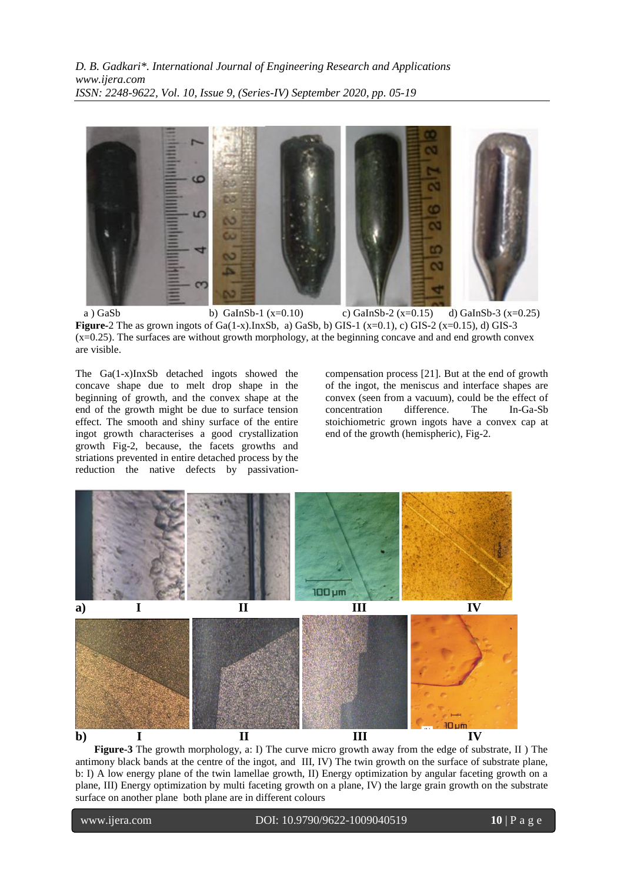a ) GaSb b) GaInSb-1 (x=0.10) c) GaInSb-2 (x=0.15) d) GaInSb-3 (x=0.25)

**Figure-**2 The as grown ingots of Ga(1-x).InxSb, a) GaSb, b) GIS-1 (x=0.1), c) GIS-2 (x=0.15), d) GIS-3 (x=0.25). The surfaces are without growth morphology, at the beginning concave and and end growth convex are visible.

The Ga(1-x)InxSb detached ingots showed the concave shape due to melt drop shape in the beginning of growth, and the convex shape at the end of the growth might be due to surface tension effect. The smooth and shiny surface of the entire ingot growth characterises a good crystallization growth Fig-2, because, the facets growths and striations prevented in entire detached process by the reduction the native defects by passivation-compensation process [21]. But at the end of growth of the ingot, the meniscus and interface shapes are convex (seen from a vacuum), could be the effect of concentration difference. The In-Ga-Sb stoichiometric grown ingots have a convex cap at end of the growth (hemispheric), Fig-2.

**a)** I II III IV

**b)** I II III IV

**Figure-3** The growth morphology, a: I) The curve micro growth away from the edge of substrate, II ) The antimony black bands at the centre of the ingot, and III, IV) The twin growth on the surface of substrate plane, b: I) A low energy plane of the twin lamellae growth, II) Energy optimization by angular faceting growth on a plane, III) Energy optimization by multi faceting growth on a plane, IV) the large grain growth on the substrate surface on another plane both plane are in different colours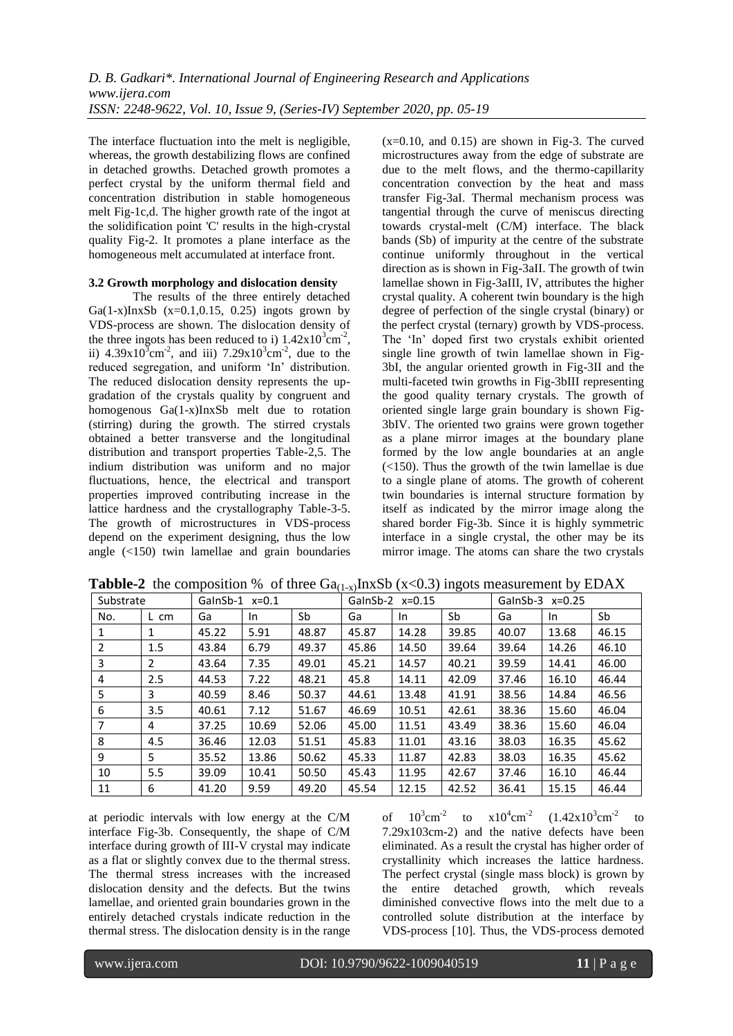The interface fluctuation into the melt is negligible, whereas, the growth destabilizing flows are confined in detached growths. Detached growth promotes a perfect crystal by the uniform thermal field and concentration distribution in stable homogeneous melt Fig-1c,d. The higher growth rate of the ingot at the solidification point 'C' results in the high-crystal quality Fig-2. It promotes a plane interface as the homogeneous melt accumulated at interface front.

### 3.2 Growth morphology and dislocation density

The results of the three entirely detached Ga(1-x)InxSb (x=0.1,0.15, 0.25) ingots grown by VDS-process are shown. The dislocation density of the three ingots has been reduced to i) $1.42x10^3cm^{-2}$, ii) $4.39x10^3cm^{-2}$, and iii) $7.29x10^3cm^{-2}$, due to the reduced segregation, and uniform 'In' distribution. The reduced dislocation density represents the up-gradation of the crystals quality by congruent and homogenous Ga(1-x)InxSb melt due to rotation (stirring) during the growth. The stirred crystals obtained a better transverse and the longitudinal distribution and transport properties Table-2,5. The indium distribution was uniform and no major fluctuations, hence, the electrical and transport properties improved contributing increase in the lattice hardness and the crystallography Table-3-5. The growth of microstructures in VDS-process depend on the experiment designing, thus the low angle (<150) twin lamellae and grain boundaries (x=0.10, and 0.15) are shown in Fig-3. The curved microstructures away from the edge of substrate are due to the melt flows, and the thermo-capillarity concentration convection by the heat and mass transfer Fig-3aI. Thermal mechanism process was tangential through the curve of meniscus directing towards crystal-melt (C/M) interface. The black bands (Sb) of impurity at the centre of the substrate continue uniformly throughout in the vertical direction as is shown in Fig-3aII. The growth of twin lamellae shown in Fig-3aIII, IV, attributes the higher crystal quality. A coherent twin boundary is the high degree of perfection of the single crystal (binary) or the perfect crystal (ternary) growth by VDS-process. The 'In' doped first two crystals exhibit oriented single line growth of twin lamellae shown in Fig-3bI, the angular oriented growth in Fig-3II and the multi-faceted twin growths in Fig-3bIII representing the good quality ternary crystals. The growth of oriented single large grain boundary is shown Fig-3bIV. The oriented two grains were grown together as a plane mirror images at the boundary plane formed by the low angle boundaries at an angle (<150). Thus the growth of the twin lamellae is due to a single plane of atoms. The growth of coherent twin boundaries is internal structure formation by itself as indicated by the mirror image along the shared border Fig-3b. Since it is highly symmetric interface in a single crystal, the other may be its mirror image. The atoms can share the two crystals at periodic intervals with low energy at the C/M interface Fig-3b. Consequently, the shape of C/M interface during growth of III-V crystal may indicate as a flat or slightly convex due to the thermal stress. The thermal stress increases with the increased dislocation density and the defects. But the twins lamellae, and oriented grain boundaries grown in the entirely detached crystals indicate reduction in the thermal stress. The dislocation density is in the range of $10^3cm^{-2}$ to $x10^4cm^{-2}$ ($1.42x10^3cm^{-2}$ to 7.29x103cm-2) and the native defects have been eliminated. As a result the crystal has higher order of crystallinity which increases the lattice hardness. The perfect crystal (single mass block) is grown by the entire detached growth, which reveals diminished convective flows into the melt due to a controlled solute distribution at the interface by VDS-process [10]. Thus, the VDS-process demoted

**Tabble-2** the composition % of three $Ga_{(1-x)}InxSb$ (x<0.3) ingots measurement by EDAX

| Substrate | | GaInSb-1 x=0.1 | | | GaInSb-2 x=0.15 | | | GaInSb-3 x=0.25 | | |
|---|---|---|---|---|---|---|---|---|---|---|
| No. | L cm | Ga | In | Sb | Ga | In | Sb | Ga | In | Sb |
| 1 | 1 | 45.22 | 5.91 | 48.87 | 45.87 | 14.28 | 39.85 | 40.07 | 13.68 | 46.15 |
| 2 | 1.5 | 43.84 | 6.79 | 49.37 | 45.86 | 14.50 | 39.64 | 39.64 | 14.26 | 46.10 |
| 3 | 2 | 43.64 | 7.35 | 49.01 | 45.21 | 14.57 | 40.21 | 39.59 | 14.41 | 46.00 |
| 4 | 2.5 | 44.53 | 7.22 | 48.21 | 45.8 | 14.11 | 42.09 | 37.46 | 16.10 | 46.44 |
| 5 | 3 | 40.59 | 8.46 | 50.37 | 44.61 | 13.48 | 41.91 | 38.56 | 14.84 | 46.56 |
| 6 | 3.5 | 40.61 | 7.12 | 51.67 | 46.69 | 10.51 | 42.61 | 38.36 | 15.60 | 46.04 |
| 7 | 4 | 37.25 | 10.69 | 52.06 | 45.00 | 11.51 | 43.49 | 38.36 | 15.60 | 46.04 |
| 8 | 4.5 | 36.46 | 12.03 | 51.51 | 45.83 | 11.01 | 43.16 | 38.03 | 16.35 | 45.62 |
| 9 | 5 | 35.52 | 13.86 | 50.62 | 45.33 | 11.87 | 42.83 | 38.03 | 16.35 | 45.62 |
| 10 | 5.5 | 39.09 | 10.41 | 50.50 | 45.43 | 11.95 | 42.67 | 37.46 | 16.10 | 46.44 |
| 11 | 6 | 41.20 | 9.59 | 49.20 | 45.54 | 12.15 | 42.52 | 36.41 | 15.15 | 46.44 |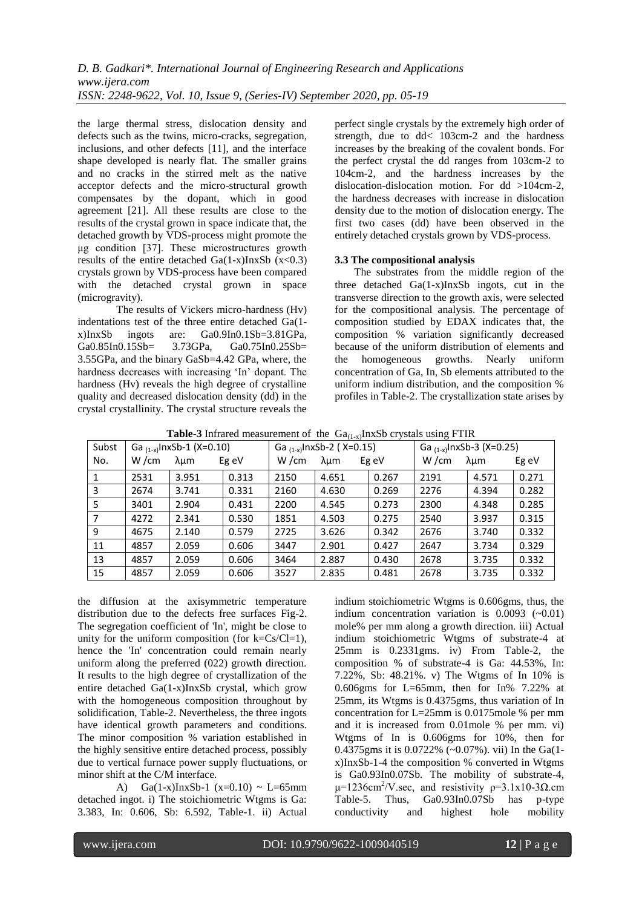the large thermal stress, dislocation density and defects such as the twins, micro-cracks, segregation, inclusions, and other defects [11], and the interface shape developed is nearly flat. The smaller grains and no cracks in the stirred melt as the native acceptor defects and the micro-structural growth compensates by the dopant, which in good agreement [21]. All these results are close to the results of the crystal grown in space indicate that, the detached growth by VDS-process might promote the μg condition [37]. These microstructures growth results of the entire detached $Ga(1-x)InxSb$ ($x<0.3$) crystals grown by VDS-process have been compared with the detached crystal grown in space (microgravity).

The results of Vickers micro-hardness (Hv) indentations test of the three entire detached $Ga(1-x)InxSb$ ingots are: $Ga_{0.9}In_{0.1}Sb$=3.81GPa, $Ga_{0.85}In_{0.15}Sb$= 3.73GPa, $Ga_{0.75}In_{0.25}Sb$= 3.55GPa, and the binary GaSb=4.42 GPa, where, the hardness decreases with increasing 'In' dopant. The hardness (Hv) reveals the high degree of crystalline quality and decreased dislocation density (dd) in the crystal crystallinity. The crystal structure reveals the perfect single crystals by the extremely high order of strength, due to dd< $10^3$cm-2 and the hardness increases by the breaking of the covalent bonds. For the perfect crystal the dd ranges from $10^3$cm-2 to $10^4$cm-2, and the hardness increases by the dislocation-dislocation motion. For dd >$10^4$cm-2, the hardness decreases with increase in dislocation density due to the motion of dislocation energy. The first two cases (dd) have been observed in the entirely detached crystals grown by VDS-process.

### 3.3 The compositional analysis

The substrates from the middle region of the three detached $Ga(1-x)InxSb$ ingots, cut in the transverse direction to the growth axis, were selected for the compositional analysis. The percentage of composition studied by EDAX indicates that, the composition % variation significantly decreased because of the uniform distribution of elements and the homogeneous growths. Nearly uniform concentration of Ga, In, Sb elements attributed to the uniform indium distribution, and the composition % profiles in Table-2. The crystallization state arises by the diffusion at the axisymmetric temperature distribution due to the defects free surfaces Fig-2. The segregation coefficient of 'In', might be close to unity for the uniform composition (for k=Cs/Cl=1), hence the 'In' concentration could remain nearly uniform along the preferred (022) growth direction. It results to the high degree of crystallization of the entire detached $Ga(1-x)InxSb$ crystal, which grow with the homogeneous composition throughout by solidification, Table-2. Nevertheless, the three ingots have identical growth parameters and conditions. The minor composition % variation established in the highly sensitive entire detached process, possibly due to vertical furnace power supply fluctuations, or minor shift at the C/M interface.

**Table-3** Infrared measurement of the $Ga_{(1-x)}InxSb$ crystals using FTIR

| Subst No. | $Ga_{(1-x)}InxSb$-1 (X=0.10) | | | $Ga_{(1-x)}InxSb$-2 (X=0.15) | | | $Ga_{(1-x)}InxSb$-3 (X=0.25) | | |
|---|---|---|---|---|---|---|---|---|---|
| | W /cm | λμm | Eg eV | W /cm | λμm | Eg eV | W /cm | λμm | Eg eV |
| 1 | 2531 | 3.951 | 0.313 | 2150 | 4.651 | 0.267 | 2191 | 4.571 | 0.271 |
| 3 | 2674 | 3.741 | 0.331 | 2160 | 4.630 | 0.269 | 2276 | 4.394 | 0.282 |
| 5 | 3401 | 2.904 | 0.431 | 2200 | 4.545 | 0.273 | 2300 | 4.348 | 0.285 |
| 7 | 4272 | 2.341 | 0.530 | 1851 | 4.503 | 0.275 | 2540 | 3.937 | 0.315 |
| 9 | 4675 | 2.140 | 0.579 | 2725 | 3.626 | 0.342 | 2676 | 3.740 | 0.332 |
| 11 | 4857 | 2.059 | 0.606 | 3447 | 2.901 | 0.427 | 2647 | 3.734 | 0.329 |
| 13 | 4857 | 2.059 | 0.606 | 3464 | 2.887 | 0.430 | 2678 | 3.735 | 0.332 |
| 15 | 4857 | 2.059 | 0.606 | 3527 | 2.835 | 0.481 | 2678 | 3.735 | 0.332 |

A) $Ga(1-x)InxSb$-1 (x=0.10) ~ L=65mm detached ingot. i) The stoichiometric Wtgms is Ga: 3.383, In: 0.606, Sb: 6.592, Table-1. ii) Actual indium stoichiometric Wtgms is 0.606gms, thus, the indium concentration variation is 0.0093 (~0.01) mole% per mm along a growth direction. iii) Actual indium stoichiometric Wtgms of substrate-4 at 25mm is 0.2331gms. iv) From Table-2, the composition % of substrate-4 is Ga: 44.53%, In: 7.22%, Sb: 48.21%. v) The Wtgms of In 10% is 0.606gms for L=65mm, then for In% 7.22% at 25mm, its Wtgms is 0.4375gms, thus variation of In concentration for L=25mm is 0.0175mole % per mm and it is increased from 0.01mole % per mm. vi) Wtgms of In is 0.606gms for 10%, then for 0.4375gms it is 0.0722% (~0.07%). vii) In the $Ga(1-x)InxSb$-1-4 the composition % converted in Wtgms is $Ga_{0.93}In_{0.07}Sb$. The mobility of substrate-4, $\mu$=1236cm$^2$/V.sec, and resistivity $\rho$=3.1x10-3Ω.cm Table-5. Thus, $Ga_{0.93}In_{0.07}Sb$ has p-type conductivity and highest hole mobility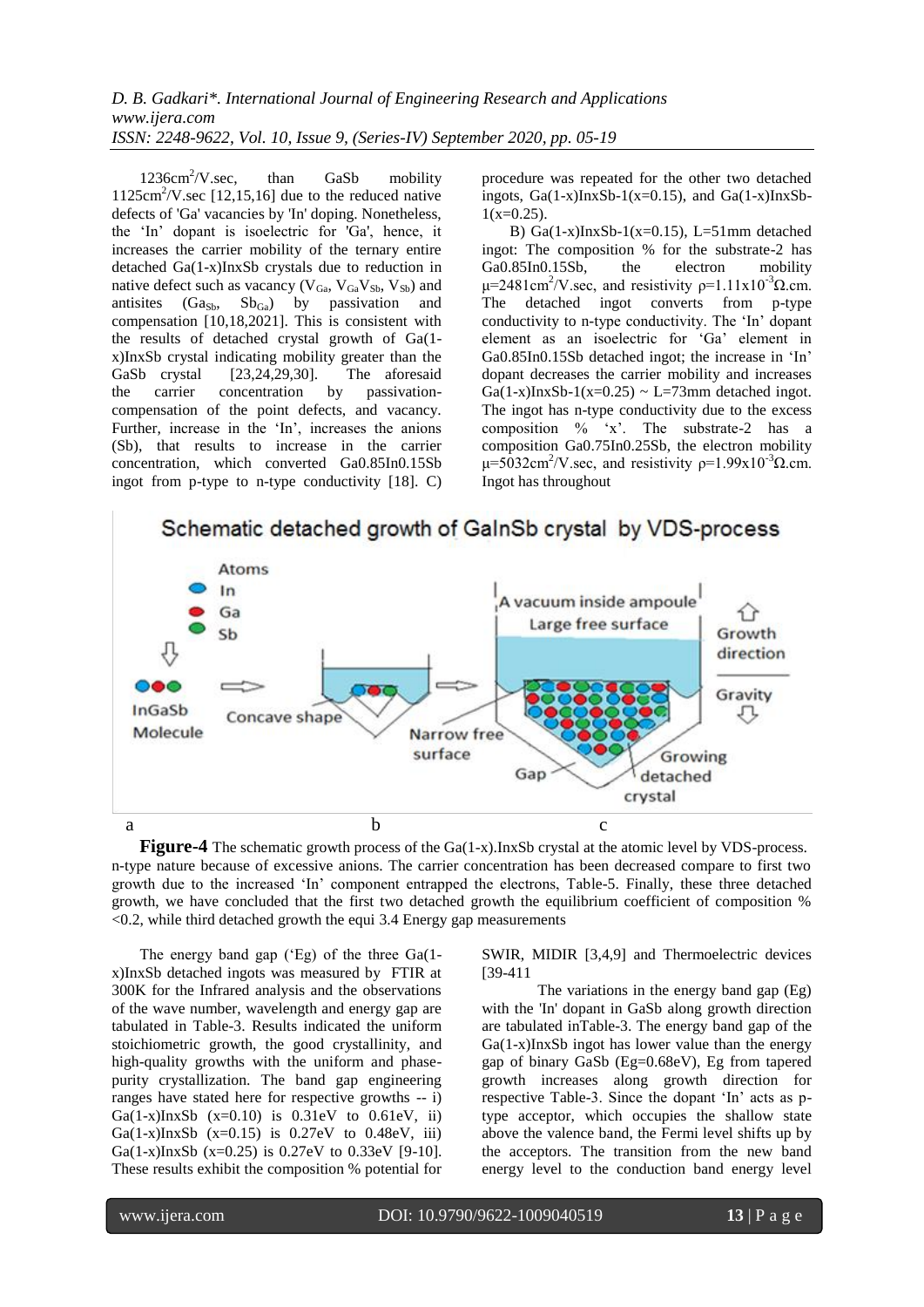$1236 cm^2/V.sec$, than GaSb mobility $1125 cm^2/V.sec$ [12,15,16] due to the reduced native defects of 'Ga' vacancies by 'In' doping. Nonetheless, the 'In' dopant is isoelectric for 'Ga', hence, it increases the carrier mobility of the ternary entire detached Ga(1-x)InxSb crystals due to reduction in native defect such as vacancy ($V_{Ga}$, $V_{Ga}V_{Sb}$, $V_{Sb}$) and antisites ($Ga_{Sb}$, $Sb_{Ga}$) by passivation and compensation [10,18,2021]. This is consistent with the results of detached crystal growth of Ga(1-x)InxSb crystal indicating mobility greater than the GaSb crystal [23,24,29,30]. The aforesaid the carrier concentration by passivation-compensation of the point defects, and vacancy. Further, increase in the 'In', increases the anions (Sb), that results to increase in the carrier concentration, which converted Ga0.85In0.15Sb ingot from p-type to n-type conductivity [18]. C) procedure was repeated for the other two detached ingots, Ga(1-x)InxSb-1(x=0.15), and Ga(1-x)InxSb-1(x=0.25).

B) Ga(1-x)InxSb-1(x=0.15), L=51mm detached ingot: The composition % for the substrate-2 has Ga0.85In0.15Sb, the electron mobility $\mu=2481 cm^2/V.sec$, and resistivity $\rho=1.11x10^{-3}\Omega.cm$. The detached ingot converts from p-type conductivity to n-type conductivity. The 'In' dopant element as an isoelectric for 'Ga' element in Ga0.85In0.15Sb detached ingot; the increase in 'In' dopant decreases the carrier mobility and increases Ga(1-x)InxSb-1(x=0.25) ~ L=73mm detached ingot. The ingot has n-type conductivity due to the excess composition % 'x'. The substrate-2 has a composition Ga0.75In0.25Sb, the electron mobility $\mu=5032 cm^2/V.sec$, and resistivity $\rho=1.99x10^{-3}\Omega.cm$. Ingot has throughout

**Figure-4** The schematic growth process of the Ga(1-x).InxSb crystal at the atomic level by VDS-process.

n-type nature because of excessive anions. The carrier concentration has been decreased compare to first two growth due to the increased 'In' component entrapped the electrons, Table-5. Finally, these three detached growth, we have concluded that the first two detached growth the equilibrium coefficient of composition % <0.2, while third detached growth the equi 3.4 Energy gap measurements

The energy band gap ('Eg) of the three Ga(1-x)InxSb detached ingots was measured by FTIR at 300K for the Infrared analysis and the observations of the wave number, wavelength and energy gap are tabulated in Table-3. Results indicated the uniform stoichiometric growth, the good crystallinity, and high-quality growths with the uniform and phase-purity crystallization. The band gap engineering ranges have stated here for respective growths -- i) Ga(1-x)InxSb (x=0.10) is 0.31eV to 0.61eV, ii) Ga(1-x)InxSb (x=0.15) is 0.27eV to 0.48eV, iii) Ga(1-x)InxSb (x=0.25) is 0.27eV to 0.33eV [9-10]. These results exhibit the composition % potential for SWIR, MIDIR [3,4,9] and Thermoelectric devices [39-411

The variations in the energy band gap (Eg) with the 'In' dopant in GaSb along growth direction are tabulated inTable-3. The energy band gap of the Ga(1-x)InxSb ingot has lower value than the energy gap of binary GaSb (Eg=0.68eV), Eg from tapered growth increases along growth direction for respective Table-3. Since the dopant 'In' acts as p-type acceptor, which occupies the shallow state above the valence band, the Fermi level shifts up by the acceptors. The transition from the new band energy level to the conduction band energy level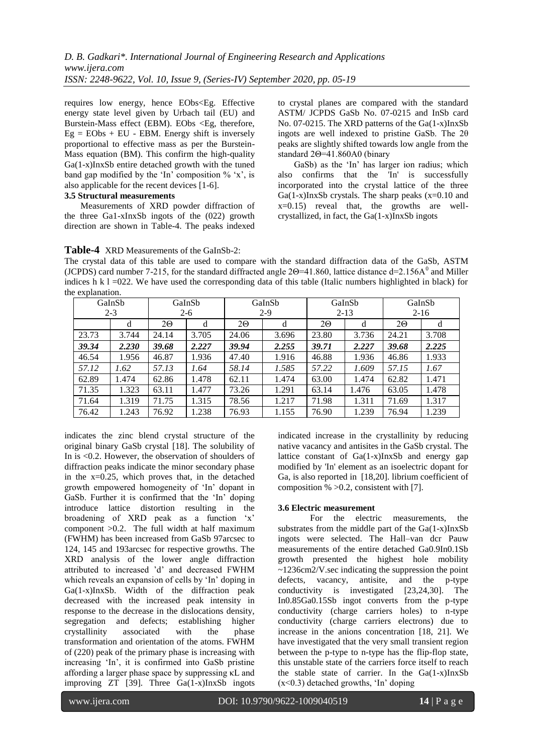requires low energy, hence EObs<Eg. Effective energy state level given by Urbach tail (EU) and Burstein-Mass effect (EBM). EObs <Eg, therefore, Eg = EObs + EU - EBM. Energy shift is inversely proportional to effective mass as per the Burstein-Mass equation (BM). This confirm the high-quality $Ga_{(1-x)}In_xSb$ entire detached growth with the tuned band gap modified by the 'In' composition % 'x', is also applicable for the recent devices [1-6].

### 3.5 Structural measurements

Measurements of XRD powder diffraction of the three $Ga_{1-x}In_xSb$ ingots of the (022) growth direction are shown in Table-4. The peaks indexed to crystal planes are compared with the standard ASTM/ JCPDS GaSb No. 07-0215 and InSb card No. 07-0215. The XRD patterns of the $Ga_{(1-x)}In_xSb$ ingots are well indexed to pristine GaSb. The 2θ peaks are slightly shifted towards low angle from the standard 2Θ=41.860A0 (binary GaSb) as the 'In' has larger ion radius; which also confirms that the 'In' is successfully incorporated into the crystal lattice of the three $Ga_{(1-x)}In_xSb$ crystals. The sharp peaks (x=0.10 and x=0.15) reveal that, the growths are well-crystallized, in fact, the $Ga_{(1-x)}In_xSb$ ingots indicates the zinc blend crystal structure of the original binary GaSb crystal [18]. The solubility of In is <0.2. However, the observation of shoulders of diffraction peaks indicate the minor secondary phase in the x=0.25, which proves that, in the detached growth empowered homogeneity of 'In' dopant in GaSb. Further it is confirmed that the 'In' doping introduce lattice distortion resulting in the broadening of XRD peak as a function 'x' component >0.2. The full width at half maximum (FWHM) has been increased from GaSb 97arcsec to 124, 145 and 193arcsec for respective growths. The XRD analysis of the lower angle diffraction attributed to increased 'd' and decreased FWHM which reveals an expansion of cells by 'In' doping in $Ga_{(1-x)}In_xSb$. Width of the diffraction peak decreased with the increased peak intensity in response to the decrease in the dislocations density, segregation and defects; establishing higher crystallinity associated with the phase transformation and orientation of the atoms. FWHM of (220) peak of the primary phase is increasing with increasing 'In', it is confirmed into GaSb pristine affording a larger phase space by suppressing κL and improving ZT [39]. Three $Ga_{(1-x)}In_xSb$ ingots indicated increase in the crystallinity by reducing native vacancy and antisites in the GaSb crystal. The lattice constant of $Ga_{(1-x)}In_xSb$ and energy gap modified by 'In' element as an isoelectric dopant for Ga, is also reported in [18,20]. librium coefficient of composition % >0.2, consistent with [7].

**Table-4** XRD Measurements of the GaInSb-2:

The crystal data of this table are used to compare with the standard diffraction data of the GaSb, ASTM (JCPDS) card number 7-215, for the standard diffracted angle 2Θ=41.860, lattice distance d=2.156A[0] and Miller indices h k l =022. We have used the corresponding data of this table (Italic numbers highlighted in black) for the explanation.

| GaInSb 2-3 | | GaInSb 2-6 | | GaInSb 2-9 | | GaInSb 2-13 | | GaInSb 2-16 | |
|---|---|---|---|---|---|---|---|---|---|
| | d | 2Θ | d | 2Θ | d | 2Θ | d | 2Θ | d |
| 23.73 | 3.744 | 24.14 | 3.705 | 24.06 | 3.696 | 23.80 | 3.736 | 24.21 | 3.708 |
| ***39.34*** | ***2.230*** | ***39.68*** | ***2.227*** | ***39.94*** | ***2.255*** | ***39.71*** | ***2.227*** | ***39.68*** | ***2.225*** |
| 46.54 | 1.956 | 46.87 | 1.936 | 47.40 | 1.916 | 46.88 | 1.936 | 46.86 | 1.933 |
| *57.12* | *1.62* | *57.13* | *1.64* | *58.14* | *1.585* | *57.22* | *1.609* | *57.15* | *1.67* |
| 62.89 | 1.474 | 62.86 | 1.478 | 62.11 | 1.474 | 63.00 | 1.474 | 62.82 | 1.471 |
| 71.35 | 1.323 | 63.11 | 1.477 | 73.26 | 1.291 | 63.14 | 1.476 | 63.05 | 1.478 |
| 71.64 | 1.319 | 71.75 | 1.315 | 78.56 | 1.217 | 71.98 | 1.311 | 71.69 | 1.317 |
| 76.42 | 1.243 | 76.92 | 1.238 | 76.93 | 1.155 | 76.90 | 1.239 | 76.94 | 1.239 |

### 3.6 Electric measurement

For the electric measurements, the substrates from the middle part of the $Ga_{(1-x)}In_xSb$ ingots were selected. The Hall–van dcr Pauw measurements of the entire detached $Ga_{0.9}In_{0.1}Sb$ growth presented the highest hole mobility ~1236cm2/V.sec indicating the suppression the point defects, vacancy, antisite, and the p-type conductivity is investigated [23,24,30]. The $In_{0.85}Ga_{0.15}Sb$ ingot converts from the p-type conductivity (charge carriers holes) to n-type conductivity (charge carriers electrons) due to increase in the anions concentration [18, 21]. We have investigated that the very small transient region between the p-type to n-type has the flip-flop state, this unstable state of the carriers force itself to reach the stable state of carrier. In the $Ga_{(1-x)}In_xSb$ (x<0.3) detached growths, 'In' doping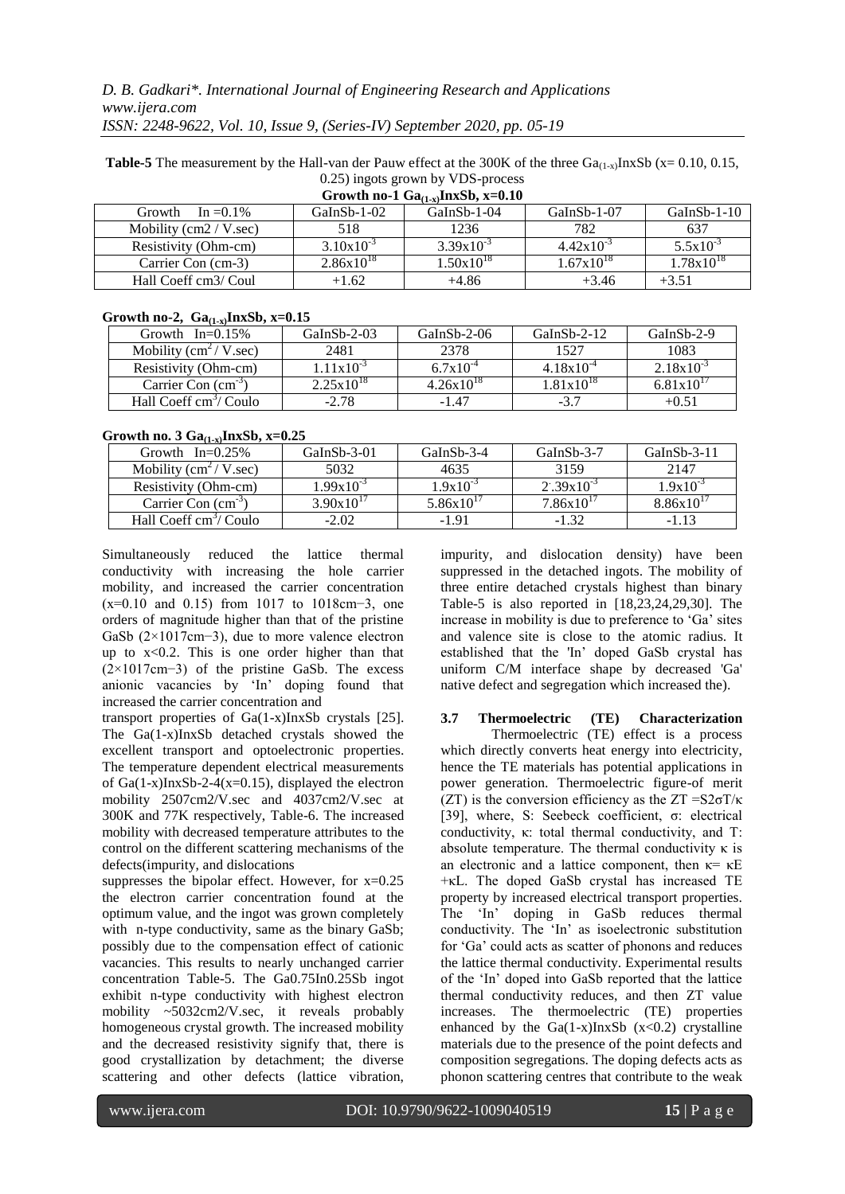**Table-5** The measurement by the Hall-van der Pauw effect at the 300K of the three $Ga_{(1-x)}InxSb$ (x= 0.10, 0.15, 0.25) ingots grown by VDS-process

**Growth no-1 $Ga_{(1-x)}InxSb$, x=0.10**

| Growth In =0.1% | GaInSb-1-02 | GaInSb-1-04 | GaInSb-1-07 | GaInSb-1-10 |
|---|---|---|---|---|
| Mobility (cm2 / V.sec) | 518 | 1236 | 782 | 637 |
| Resistivity (Ohm-cm) | $3.10x10^{-3}$ | $3.39x10^{-3}$ | $4.42x10^{-3}$ | $5.5x10^{-3}$ |
| Carrier Con (cm-3) | $2.86x10^{18}$ | $1.50x10^{18}$ | $1.67x10^{18}$ | $1.78x10^{18}$ |
| Hall Coeff cm3/ Coul | +1.62 | +4.86 | +3.46 | +3.51 |

**Growth no-2, $Ga_{(1-x)}InxSb$, x=0.15**

| Growth In=0.15% | GaInSb-2-03 | GaInSb-2-06 | GaInSb-2-12 | GaInSb-2-9 |
|---|---|---|---|---|
| Mobility ($cm^2$ / V.sec) | 2481 | 2378 | 1527 | 1083 |
| Resistivity (Ohm-cm) | $1.11x10^{-3}$ | $6.7x10^{-4}$ | $4.18x10^{-4}$ | $2.18x10^{-3}$ |
| Carrier Con ($cm^{-3}$) | $2.25x10^{18}$ | $4.26x10^{18}$ | $1.81x10^{18}$ | $6.81x10^{17}$ |
| Hall Coeff $cm^3$/ Coulo | -2.78 | -1.47 | -3.7 | +0.51 |

**Growth no. 3 $Ga_{(1-x)}InxSb$, x=0.25**

| Growth In=0.25% | GaInSb-3-01 | GaInSb-3-4 | GaInSb-3-7 | GaInSb-3-11 |
|---|---|---|---|---|
| Mobility ($cm^2$ / V.sec) | 5032 | 4635 | 3159 | 2147 |
| Resistivity (Ohm-cm) | $1.99x10^{-3}$ | $1.9x10^{-3}$ | $2.39x10^{-3}$ | $1.9x10^{-3}$ |
| Carrier Con ($cm^{-3}$) | $3.90x10^{17}$ | $5.86x10^{17}$ | $7.86x10^{17}$ | $8.86x10^{17}$ |
| Hall Coeff $cm^3$/ Coulo | -2.02 | -1.91 | -1.32 | -1.13 |

Simultaneously reduced the lattice thermal conductivity with increasing the hole carrier mobility, and increased the carrier concentration (x=0.10 and 0.15) from 1017 to 1018cm−3, one orders of magnitude higher than that of the pristine GaSb (2×1017cm−3), due to more valence electron up to x<0.2. This is one order higher than that (2×1017cm−3) of the pristine GaSb. The excess anionic vacancies by 'In' doping found that increased the carrier concentration and transport properties of Ga(1-x)InxSb crystals [25]. The Ga(1-x)InxSb detached crystals showed the excellent transport and optoelectronic properties. The temperature dependent electrical measurements of Ga(1-x)InxSb-2-4(x=0.15), displayed the electron mobility 2507cm2/V.sec and 4037cm2/V.sec at 300K and 77K respectively, Table-6. The increased mobility with decreased temperature attributes to the control on the different scattering mechanisms of the defects(impurity, and dislocations suppresses the bipolar effect. However, for x=0.25 the electron carrier concentration found at the optimum value, and the ingot was grown completely with n-type conductivity, same as the binary GaSb; possibly due to the compensation effect of cationic vacancies. This results to nearly unchanged carrier concentration Table-5. The Ga0.75In0.25Sb ingot exhibit n-type conductivity with highest electron mobility ~5032cm2/V.sec, it reveals probably homogeneous crystal growth. The increased mobility and the decreased resistivity signify that, there is good crystallization by detachment; the diverse scattering and other defects (lattice vibration, impurity, and dislocation density) have been suppressed in the detached ingots. The mobility of three entire detached crystals highest than binary Table-5 is also reported in [18,23,24,29,30]. The increase in mobility is due to preference to 'Ga' sites and valence site is close to the atomic radius. It established that the 'In' doped GaSb crystal has uniform C/M interface shape by decreased 'Ga' native defect and segregation which increased the).

### 3.7 Thermoelectric (TE) Characterization

Thermoelectric (TE) effect is a process which directly converts heat energy into electricity, hence the TE materials has potential applications in power generation. Thermoelectric figure-of merit (ZT) is the conversion efficiency as the ZT =S2σT/κ [39], where, S: Seebeck coefficient, σ: electrical conductivity, κ: total thermal conductivity, and T: absolute temperature. The thermal conductivity κ is an electronic and a lattice component, then κ= κE +κL. The doped GaSb crystal has increased TE property by increased electrical transport properties. The 'In' doping in GaSb reduces thermal conductivity. The 'In' as isoelectronic substitution for 'Ga' could acts as scatter of phonons and reduces the lattice thermal conductivity. Experimental results of the 'In' doped into GaSb reported that the lattice thermal conductivity reduces, and then ZT value increases. The thermoelectric (TE) properties enhanced by the Ga(1-x)InxSb (x<0.2) crystalline materials due to the presence of the point defects and composition segregations. The doping defects acts as phonon scattering centres that contribute to the weak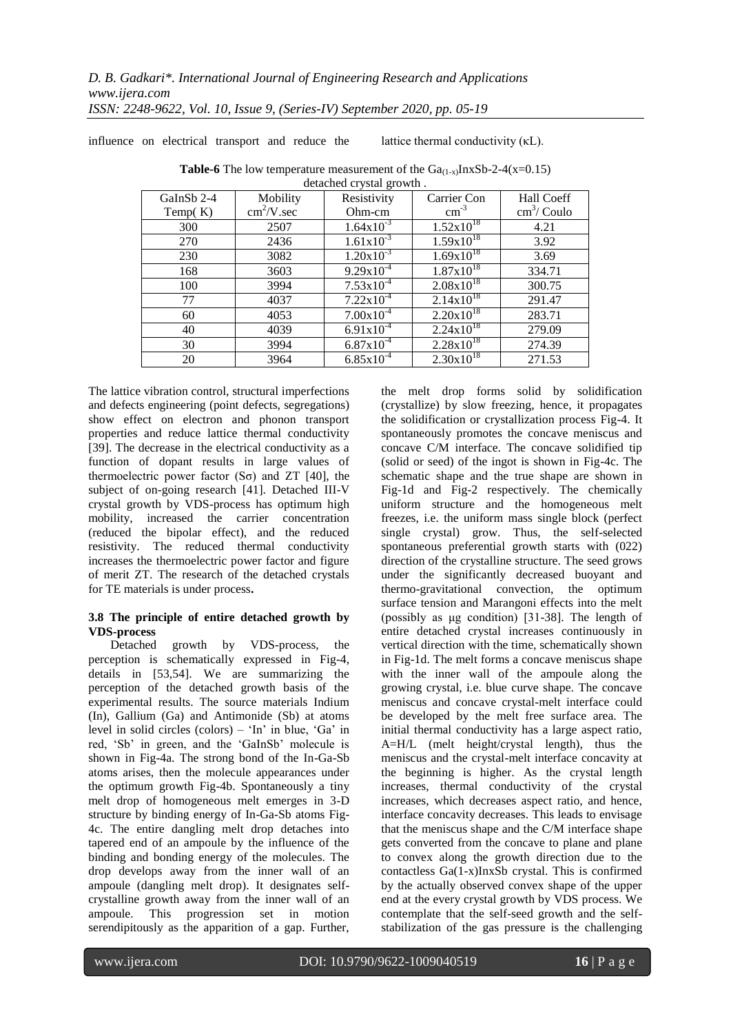influence on electrical transport and reduce the lattice thermal conductivity (κL).

**Table-6** The low temperature measurement of the $Ga_{(1-x)}InxSb$-2-4(x=0.15) detached crystal growth .

| GaInSb 2-4 Temp( K) | Mobility $cm^2$/V.sec | Resistivity Ohm-cm | Carrier Con $cm^{-3}$ | Hall Coeff $cm^3$/ Coulo |
|---|---|---|---|---|
| 300 | 2507 | $1.64x10^{-3}$ | $1.52x10^{18}$ | 4.21 |
| 270 | 2436 | $1.61x10^{-3}$ | $1.59x10^{18}$ | 3.92 |
| 230 | 3082 | $1.20x10^{-3}$ | $1.69x10^{18}$ | 3.69 |
| 168 | 3603 | $9.29x10^{-4}$ | $1.87x10^{18}$ | 334.71 |
| 100 | 3994 | $7.53x10^{-4}$ | $2.08x10^{18}$ | 300.75 |
| 77 | 4037 | $7.22x10^{-4}$ | $2.14x10^{18}$ | 291.47 |
| 60 | 4053 | $7.00x10^{-4}$ | $2.20x10^{18}$ | 283.71 |
| 40 | 4039 | $6.91x10^{-4}$ | $2.24x10^{18}$ | 279.09 |
| 30 | 3994 | $6.87x10^{-4}$ | $2.28x10^{18}$ | 274.39 |
| 20 | 3964 | $6.85x10^{-4}$ | $2.30x10^{18}$ | 271.53 |

The lattice vibration control, structural imperfections and defects engineering (point defects, segregations) show effect on electron and phonon transport properties and reduce lattice thermal conductivity [39]. The decrease in the electrical conductivity as a function of dopant results in large values of thermoelectric power factor (Sσ) and ZT [40], the subject of on-going research [41]. Detached III-V crystal growth by VDS-process has optimum high mobility, increased the carrier concentration (reduced the bipolar effect), and the reduced resistivity. The reduced thermal conductivity increases the thermoelectric power factor and figure of merit ZT. The research of the detached crystals for TE materials is under process**.**

### 3.8 The principle of entire detached growth by VDS-process

Detached growth by VDS-process, the perception is schematically expressed in Fig-4, details in [53,54]. We are summarizing the perception of the detached growth basis of the experimental results. The source materials Indium (In), Gallium (Ga) and Antimonide (Sb) at atoms level in solid circles (colors) – 'In' in blue, 'Ga' in red, 'Sb' in green, and the 'GaInSb' molecule is shown in Fig-4a. The strong bond of the In-Ga-Sb atoms arises, then the molecule appearances under the optimum growth Fig-4b. Spontaneously a tiny melt drop of homogeneous melt emerges in 3-D structure by binding energy of In-Ga-Sb atoms Fig-4c. The entire dangling melt drop detaches into tapered end of an ampoule by the influence of the binding and bonding energy of the molecules. The drop develops away from the inner wall of an ampoule (dangling melt drop). It designates self-crystalline growth away from the inner wall of an ampoule. This progression set in motion serendipitously as the apparition of a gap. Further, the melt drop forms solid by solidification (crystallize) by slow freezing, hence, it propagates the solidification or crystallization process Fig-4. It spontaneously promotes the concave meniscus and concave C/M interface. The concave solidified tip (solid or seed) of the ingot is shown in Fig-4c. The schematic shape and the true shape are shown in Fig-1d and Fig-2 respectively. The chemically uniform structure and the homogeneous melt freezes, i.e. the uniform mass single block (perfect single crystal) grow. Thus, the self-selected spontaneous preferential growth starts with (022) direction of the crystalline structure. The seed grows under the significantly decreased buoyant and thermo-gravitational convection, the optimum surface tension and Marangoni effects into the melt (possibly as μg condition) [31-38]. The length of entire detached crystal increases continuously in vertical direction with the time, schematically shown in Fig-1d. The melt forms a concave meniscus shape with the inner wall of the ampoule along the growing crystal, i.e. blue curve shape. The concave meniscus and concave crystal-melt interface could be developed by the melt free surface area. The initial thermal conductivity has a large aspect ratio, A=H/L (melt height/crystal length), thus the meniscus and the crystal-melt interface concavity at the beginning is higher. As the crystal length increases, thermal conductivity of the crystal increases, which decreases aspect ratio, and hence, interface concavity decreases. This leads to envisage that the meniscus shape and the C/M interface shape gets converted from the concave to plane and plane to convex along the growth direction due to the contactless $Ga(1-x)InxSb$ crystal. This is confirmed by the actually observed convex shape of the upper end at the every crystal growth by VDS process. We contemplate that the self-seed growth and the self-stabilization of the gas pressure is the challenging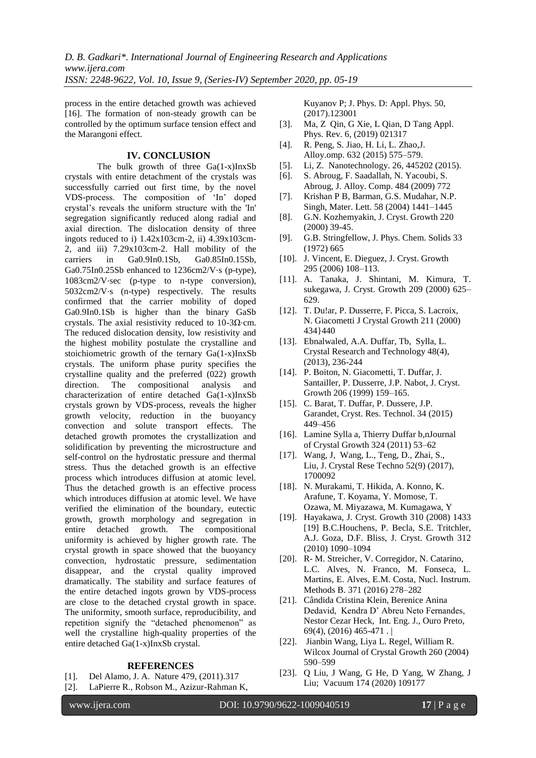process in the entire detached growth was achieved [16]. The formation of non-steady growth can be controlled by the optimum surface tension effect and the Marangoni effect.

## IV. CONCLUSION

The bulk growth of three $Ga_{(1-x)}In_xSb$ crystals with entire detachment of the crystals was successfully carried out first time, by the novel VDS-process. The composition of 'In' doped crystal's reveals the uniform structure with the 'In' segregation significantly reduced along radial and axial direction. The dislocation density of three ingots reduced to i) $1.42 \times 10^3 cm^{-2}$, ii) $4.39 \times 10^3 cm^{-2}$, and iii) $7.29 \times 10^3 cm^{-2}$. Hall mobility of the carriers in $Ga_{0.9}In_{0.1}Sb$, $Ga_{0.85}In_{0.15}Sb$, $Ga_{0.75}In_{0.25}Sb$ enhanced to $1236 cm^2/V \cdot s$ (p-type), $1083 cm^2/V \cdot sec$ (p-type to n-type conversion), $5032 cm^2/V \cdot s$ (n-type) respectively. The results confirmed that the carrier mobility of doped $Ga_{0.9}In_{0.1}Sb$ is higher than the binary GaSb crystals. The axial resistivity reduced to $10^{-3} \Omega \cdot cm$. The reduced dislocation density, low resistivity and the highest mobility postulate the crystalline and stoichiometric growth of the ternary $Ga_{(1-x)}In_xSb$ crystals. The uniform phase purity specifies the crystalline quality and the preferred (022) growth direction. The compositional analysis and characterization of entire detached $Ga_{(1-x)}In_xSb$ crystals grown by VDS-process, reveals the higher growth velocity, reduction in the buoyancy convection and solute transport effects. The detached growth promotes the crystallization and solidification by preventing the microstructure and self-control on the hydrostatic pressure and thermal stress. Thus the detached growth is an effective process which introduces diffusion at atomic level. Thus the detached growth is an effective process which introduces diffusion at atomic level. We have verified the elimination of the boundary, eutectic growth, growth morphology and segregation in entire detached growth. The compositional uniformity is achieved by higher growth rate. The crystal growth in space showed that the buoyancy convection, hydrostatic pressure, sedimentation disappear, and the crystal quality improved dramatically. The stability and surface features of the entire detached ingots grown by VDS-process are close to the detached crystal growth in space. The uniformity, smooth surface, reproducibility, and repetition signify the "detached phenomenon" as well the crystalline high-quality properties of the entire detached $Ga_{(1-x)}In_xSb$ crystal.

## REFERENCES

[1]. Del Alamo, J. A. Nature 479, (2011).317

[2]. LaPierre R., Robson M., Azizur-Rahman K, Kuyanov P; J. Phys. D: Appl. Phys. 50, (2017).123001

[3]. Ma, Z Qin, G Xie, L Qian, D Tang Appl. Phys. Rev. 6, (2019) 021317

[4]. R. Peng, S. Jiao, H. Li, L. Zhao,J. Alloy.omp. 632 (2015) 575–579.

[5]. Li, Z. Nanotechnology. 26, 445202 (2015).

[6]. S. Abroug, F. Saadallah, N. Yacoubi, S. Abroug, J. Alloy. Comp. 484 (2009) 772

[7]. Krishan P B, Barman, G.S. Mudahar, N.P. Singh, Mater. Lett. 58 (2004) 1441–1445

[8]. G.N. Kozhemyakin, J. Cryst. Growth 220 (2000) 39-45.

[9]. G.B. Stringfellow, J. Phys. Chem. Solids 33 (1972) 665

[10]. J. Vincent, E. Dieguez, J. Cryst. Growth 295 (2006) 108–113.

[11]. A. Tanaka, J. Shintani, M. Kimura, T. sukegawa, J. Cryst. Growth 209 (2000) 625–629.

[12]. T. Du!ar, P. Dusserre, F. Picca, S. Lacroix, N. Giacometti J Crystal Growth 211 (2000) 434}440

[13]. Ebnalwaled, A.A. Duffar, Tb, Sylla, L. Crystal Research and Technology 48(4), (2013), 236-244

[14]. P. Boiton, N. Giacometti, T. Duffar, J. Santailler, P. Dusserre, J.P. Nabot, J. Cryst. Growth 206 (1999) 159–165.

[15]. C. Barat, T. Duffar, P. Dussere, J.P. Garandet, Cryst. Res. Technol. 34 (2015) 449–456

[16]. Lamine Sylla a, Thierry Duffar b,nJournal of Crystal Growth 324 (2011) 53–62

[17]. Wang, J, Wang, L., Teng, D., Zhai, S., Liu, J. Crystal Rese Techno 52(9) (2017), 1700092

[18]. N. Murakami, T. Hikida, A. Konno, K. Arafune, T. Koyama, Y. Momose, T. Ozawa, M. Miyazawa, M. Kumagawa, Y

[19]. Hayakawa, J. Cryst. Growth 310 (2008) 1433 [19] B.C.Houchens, P. Becla, S.E. Tritchler, A.J. Goza, D.F. Bliss, J. Cryst. Growth 312 (2010) 1090–1094

[20]. R- M. Streicher, V. Corregidor, N. Catarino, L.C. Alves, N. Franco, M. Fonseca, L. Martins, E. Alves, E.M. Costa, Nucl. Instrum. Methods B. 371 (2016) 278–282

[21]. Cândida Cristina Klein, Berenice Anina Dedavid, Kendra D' Abreu Neto Fernandes, Nestor Cezar Heck, Int. Eng. J., Ouro Preto, 69(4), (2016) 465-471 . |

[22]. Jianbin Wang, Liya L. Regel, William R. Wilcox Journal of Crystal Growth 260 (2004) 590–599

[23]. Q Liu, J Wang, G He, D Yang, W Zhang, J Liu; Vacuum 174 (2020) 109177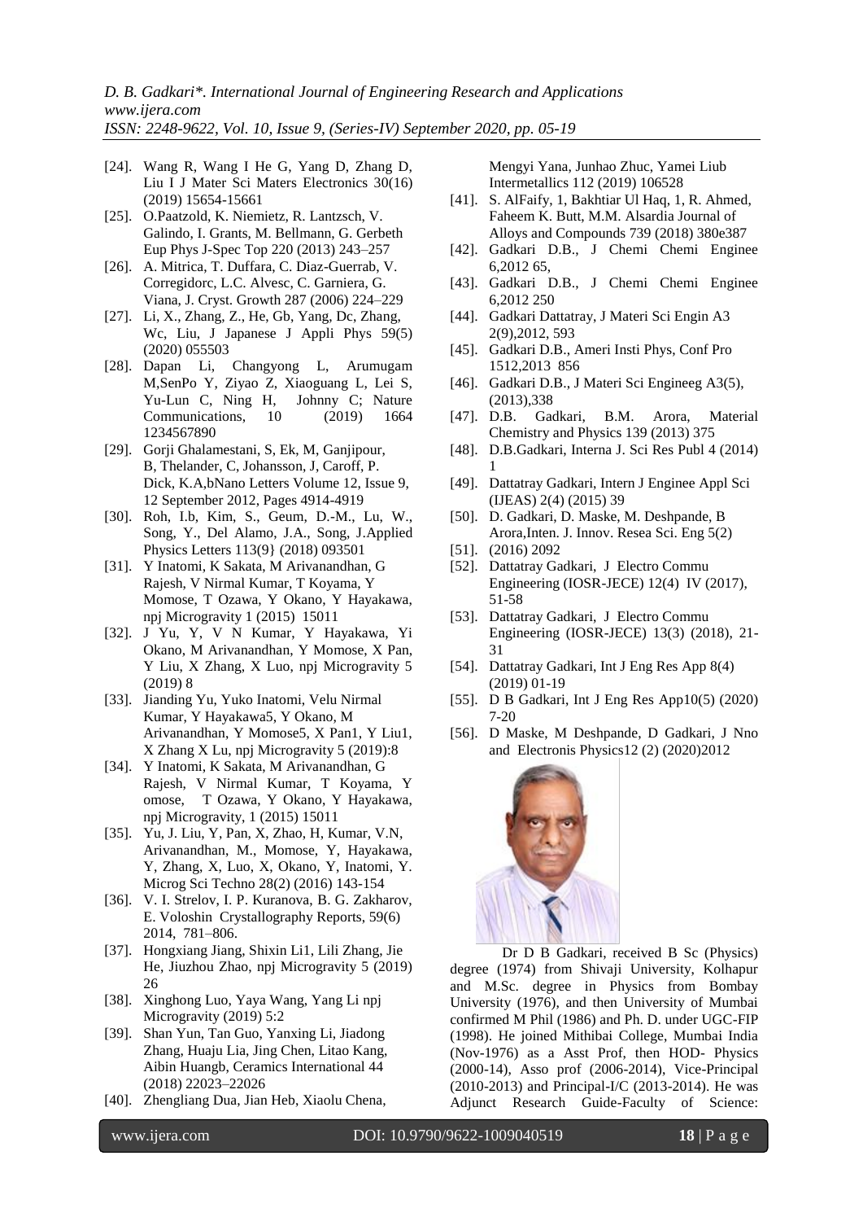[24]. Wang R, Wang I He G, Yang D, Zhang D, Liu I J Mater Sci Maters Electronics 30(16) (2019) 15654-15661

[25]. O.Paatzold, K. Niemietz, R. Lantzsch, V. Galindo, I. Grants, M. Bellmann, G. Gerbeth Eup Phys J-Spec Top 220 (2013) 243–257

[26]. A. Mitrica, T. Duffara, C. Diaz-Guerrab, V. Corregidorc, L.C. Alvesc, C. Garniera, G. Viana, J. Cryst. Growth 287 (2006) 224–229

[27]. Li, X., Zhang, Z., He, Gb, Yang, Dc, Zhang, Wc, Liu, J Japanese J Appli Phys 59(5) (2020) 055503

[28]. Dapan Li, Changyong L, Arumugam M,SenPo Y, Ziyao Z, Xiaoguang L, Lei S, Yu-Lun C, Ning H, Johnny C; Nature Communications, 10 (2019) 1664 1234567890

[29]. Gorji Ghalamestani, S, Ek, M, Ganjipour, B, Thelander, C, Johansson, J, Caroff, P. Dick, K.A,bNano Letters Volume 12, Issue 9, 12 September 2012, Pages 4914-4919

[30]. Roh, I.b, Kim, S., Geum, D.-M., Lu, W., Song, Y., Del Alamo, J.A., Song, J.Applied Physics Letters 113(9} (2018) 093501

[31]. Y Inatomi, K Sakata, M Arivanandhan, G Rajesh, V Nirmal Kumar, T Koyama, Y Momose, T Ozawa, Y Okano, Y Hayakawa, npj Microgravity 1 (2015) 15011

[32]. J Yu, Y, V N Kumar, Y Hayakawa, Yi Okano, M Arivanandhan, Y Momose, X Pan, Y Liu, X Zhang, X Luo, npj Microgravity 5 (2019) 8

[33]. Jianding Yu, Yuko Inatomi, Velu Nirmal Kumar, Y Hayakawa5, Y Okano, M Arivanandhan, Y Momose5, X Pan1, Y Liu1, X Zhang X Lu, npj Microgravity 5 (2019):8

[34]. Y Inatomi, K Sakata, M Arivanandhan, G Rajesh, V Nirmal Kumar, T Koyama, Y omose, T Ozawa, Y Okano, Y Hayakawa, npj Microgravity, 1 (2015) 15011

[35]. Yu, J. Liu, Y, Pan, X, Zhao, H, Kumar, V.N, Arivanandhan, M., Momose, Y, Hayakawa, Y, Zhang, X, Luo, X, Okano, Y, Inatomi, Y. Microg Sci Techno 28(2) (2016) 143-154

[36]. V. I. Strelov, I. P. Kuranova, B. G. Zakharov, E. Voloshin Crystallography Reports, 59(6) 2014, 781–806.

[37]. Hongxiang Jiang, Shixin Li1, Lili Zhang, Jie He, Jiuzhou Zhao, npj Microgravity 5 (2019) 26

[38]. Xinghong Luo, Yaya Wang, Yang Li npj Microgravity (2019) 5:2

[39]. Shan Yun, Tan Guo, Yanxing Li, Jiadong Zhang, Huaju Lia, Jing Chen, Litao Kang, Aibin Huangb, Ceramics International 44 (2018) 22023–22026

[40]. Zhengliang Dua, Jian Heb, Xiaolu Chena, Mengyi Yana, Junhao Zhuc, Yamei Liub Intermetallics 112 (2019) 106528

[41]. S. AlFaify, 1, Bakhtiar Ul Haq, 1, R. Ahmed, Faheem K. Butt, M.M. Alsardia Journal of Alloys and Compounds 739 (2018) 380e387

[42]. Gadkari D.B., J Chemi Chemi Enginee 6,2012 65,

[43]. Gadkari D.B., J Chemi Chemi Enginee 6,2012 250

[44]. Gadkari Dattatray, J Materi Sci Engin A3 2(9),2012, 593

[45]. Gadkari D.B., Ameri Insti Phys, Conf Pro 1512,2013 856

[46]. Gadkari D.B., J Materi Sci Engineeg A3(5), (2013),338

[47]. D.B. Gadkari, B.M. Arora, Material Chemistry and Physics 139 (2013) 375

[48]. D.B.Gadkari, Interna J. Sci Res Publ 4 (2014) 1

[49]. Dattatray Gadkari, Intern J Enginee Appl Sci (IJEAS) 2(4) (2015) 39

[50]. D. Gadkari, D. Maske, M. Deshpande, B Arora,Inten. J. Innov. Resea Sci. Eng 5(2)

[51]. (2016) 2092

[52]. Dattatray Gadkari, J Electro Commu Engineering (IOSR-JECE) 12(4) IV (2017), 51-58

[53]. Dattatray Gadkari, J Electro Commu Engineering (IOSR-JECE) 13(3) (2018), 21-31

[54]. Dattatray Gadkari, Int J Eng Res App 8(4) (2019) 01-19

[55]. D B Gadkari, Int J Eng Res App10(5) (2020) 7-20

[56]. D Maske, M Deshpande, D Gadkari, J Nno and Electronis Physics12 (2) (2020)2012

Dr D B Gadkari, received B Sc (Physics) degree (1974) from Shivaji University, Kolhapur and M.Sc. degree in Physics from Bombay University (1976), and then University of Mumbai confirmed M Phil (1986) and Ph. D. under UGC-FIP (1998). He joined Mithibai College, Mumbai India (Nov-1976) as a Asst Prof, then HOD- Physics (2000-14), Asso prof (2006-2014), Vice-Principal (2010-2013) and Principal-I/C (2013-2014). He was Adjunct Research Guide-Faculty of Science: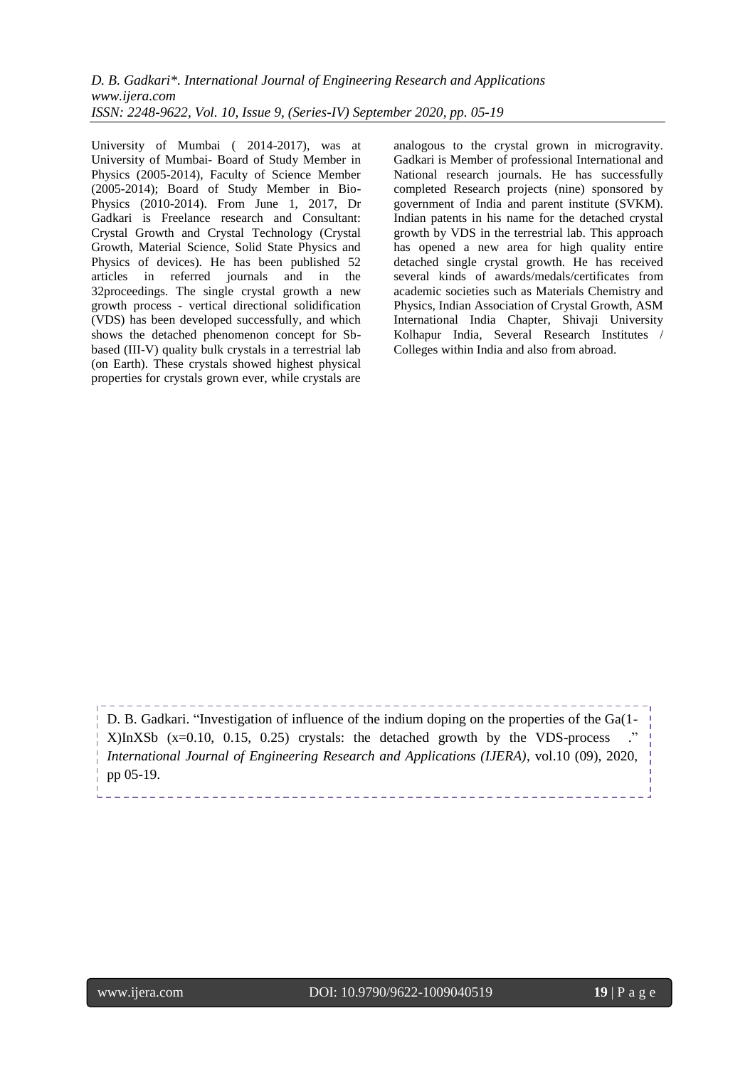University of Mumbai ( 2014-2017), was at University of Mumbai- Board of Study Member in Physics (2005-2014), Faculty of Science Member (2005-2014); Board of Study Member in Bio-Physics (2010-2014). From June 1, 2017, Dr Gadkari is Freelance research and Consultant: Crystal Growth and Crystal Technology (Crystal Growth, Material Science, Solid State Physics and Physics of devices). He has been published 52 articles in referred journals and in the 32proceedings. The single crystal growth a new growth process - vertical directional solidification (VDS) has been developed successfully, and which shows the detached phenomenon concept for Sb-based (III-V) quality bulk crystals in a terrestrial lab (on Earth). These crystals showed highest physical properties for crystals grown ever, while crystals are analogous to the crystal grown in microgravity. Gadkari is Member of professional International and National research journals. He has successfully completed Research projects (nine) sponsored by government of India and parent institute (SVKM). Indian patents in his name for the detached crystal growth by VDS in the terrestrial lab. This approach has opened a new area for high quality entire detached single crystal growth. He has received several kinds of awards/medals/certificates from academic societies such as Materials Chemistry and Physics, Indian Association of Crystal Growth, ASM International India Chapter, Shivaji University Kolhapur India, Several Research Institutes / Colleges within India and also from abroad.

D. B. Gadkari. "Investigation of influence of the indium doping on the properties of the Ga(1-X)InXSb (x=0.10, 0.15, 0.25) crystals: the detached growth by the VDS-process ." *International Journal of Engineering Research and Applications (IJERA)*, vol.10 (09), 2020, pp 05-19.